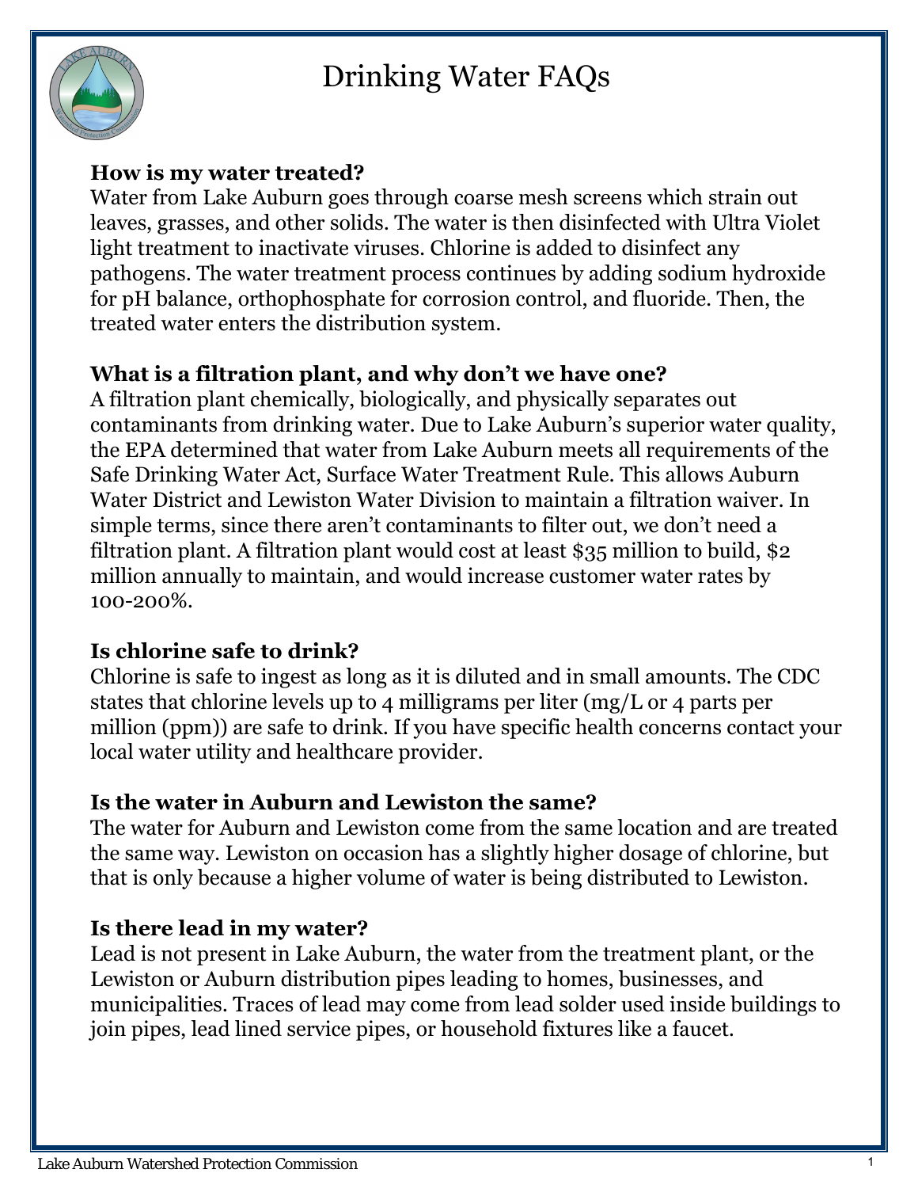# Drinking Water FAQs

**How is my water treated?**

Water from Lake Auburn goes through coarse mesh screens which strain out leaves, grasses, and other solids. The water is then disinfected with Ultra Violet light treatment to inactivate viruses. Chlorine is added to disinfect any pathogens. The water treatment process continues by adding sodium hydroxide for pH balance, orthophosphate for corrosion control, and fluoride. Then, the treated water enters the distribution system.

**What is a filtration plant, and why don't we have one?**

A filtration plant chemically, biologically, and physically separates out contaminants from drinking water. Due to Lake Auburn's superior water quality, the EPA determined that water from Lake Auburn meets all requirements of the Safe Drinking Water Act, Surface Water Treatment Rule. This allows Auburn Water District and Lewiston Water Division to maintain a filtration waiver. In simple terms, since there aren't contaminants to filter out, we don't need a filtration plant. A filtration plant would cost at least $35 million to build, $2 million annually to maintain, and would increase customer water rates by 100-200%.

**Is chlorine safe to drink?**

Chlorine is safe to ingest as long as it is diluted and in small amounts. The CDC states that chlorine levels up to 4 milligrams per liter (mg/L or 4 parts per million (ppm)) are safe to drink. If you have specific health concerns contact your local water utility and healthcare provider.

**Is the water in Auburn and Lewiston the same?**

The water for Auburn and Lewiston come from the same location and are treated the same way. Lewiston on occasion has a slightly higher dosage of chlorine, but that is only because a higher volume of water is being distributed to Lewiston.

**Is there lead in my water?**

Lead is not present in Lake Auburn, the water from the treatment plant, or the Lewiston or Auburn distribution pipes leading to homes, businesses, and municipalities. Traces of lead may come from lead solder used inside buildings to join pipes, lead lined service pipes, or household fixtures like a faucet.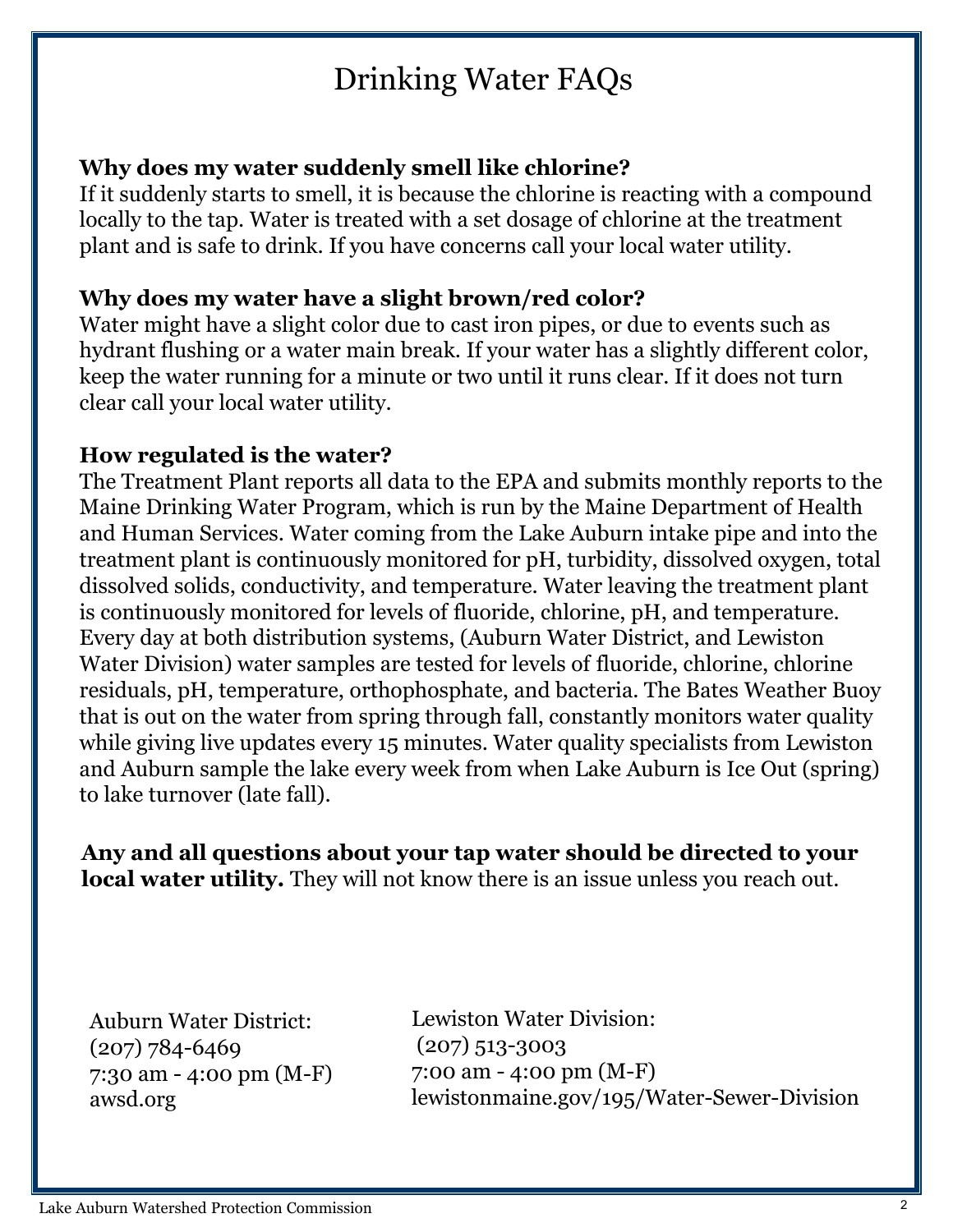# Drinking Water FAQs

**Why does my water suddenly smell like chlorine?**
If it suddenly starts to smell, it is because the chlorine is reacting with a compound locally to the tap. Water is treated with a set dosage of chlorine at the treatment plant and is safe to drink. If you have concerns call your local water utility.

**Why does my water have a slight brown/red color?**
Water might have a slight color due to cast iron pipes, or due to events such as hydrant flushing or a water main break. If your water has a slightly different color, keep the water running for a minute or two until it runs clear. If it does not turn clear call your local water utility.

**How regulated is the water?**
The Treatment Plant reports all data to the EPA and submits monthly reports to the Maine Drinking Water Program, which is run by the Maine Department of Health and Human Services. Water coming from the Lake Auburn intake pipe and into the treatment plant is continuously monitored for pH, turbidity, dissolved oxygen, total dissolved solids, conductivity, and temperature. Water leaving the treatment plant is continuously monitored for levels of fluoride, chlorine, pH, and temperature. Every day at both distribution systems, (Auburn Water District, and Lewiston Water Division) water samples are tested for levels of fluoride, chlorine, chlorine residuals, pH, temperature, orthophosphate, and bacteria. The Bates Weather Buoy that is out on the water from spring through fall, constantly monitors water quality while giving live updates every 15 minutes. Water quality specialists from Lewiston and Auburn sample the lake every week from when Lake Auburn is Ice Out (spring) to lake turnover (late fall).

**Any and all questions about your tap water should be directed to your local water utility.** They will not know there is an issue unless you reach out.

Auburn Water District:
(207) 784-6469
7:30 am - 4:00 pm (M-F)
awsd.org

Lewiston Water Division:
(207) 513-3003
7:00 am - 4:00 pm (M-F)
lewistonmaine.gov/195/Water-Sewer-Division